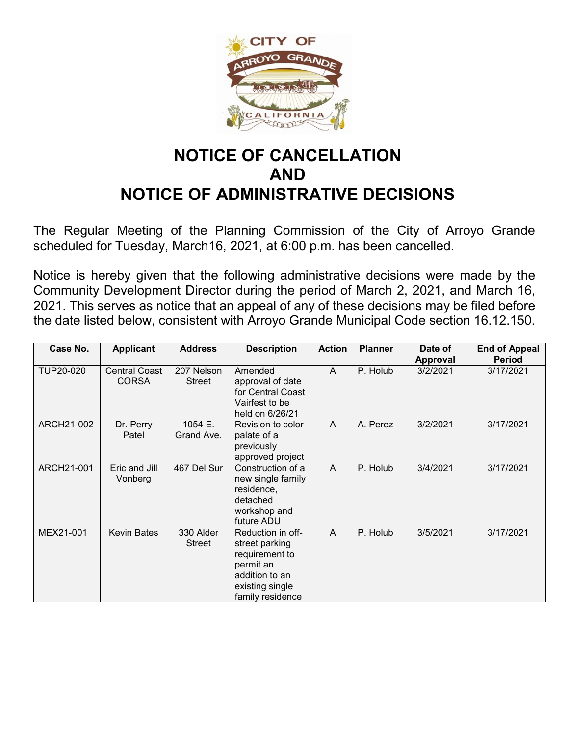# NOTICE OF CANCELLATION
# AND
# NOTICE OF ADMINISTRATIVE DECISIONS

The Regular Meeting of the Planning Commission of the City of Arroyo Grande scheduled for Tuesday, March16, 2021, at 6:00 p.m. has been cancelled.

Notice is hereby given that the following administrative decisions were made by the Community Development Director during the period of March 2, 2021, and March 16, 2021. This serves as notice that an appeal of any of these decisions may be filed before the date listed below, consistent with Arroyo Grande Municipal Code section 16.12.150.

| Case No. | Applicant | Address | Description | Action | Planner | Date of Approval | End of Appeal Period |
|---|---|---|---|---|---|---|---|
| TUP20-020 | Central Coast CORSA | 207 Nelson Street | Amended approval of date for Central Coast Vairfest to be held on 6/26/21 | A | P. Holub | 3/2/2021 | 3/17/2021 |
| ARCH21-002 | Dr. Perry Patel | 1054 E. Grand Ave. | Revision to color palate of a previously approved project | A | A. Perez | 3/2/2021 | 3/17/2021 |
| ARCH21-001 | Eric and Jill Vonberg | 467 Del Sur | Construction of a new single family residence, detached workshop and future ADU | A | P. Holub | 3/4/2021 | 3/17/2021 |
| MEX21-001 | Kevin Bates | 330 Alder Street | Reduction in off-street parking requirement to permit an addition to an existing single family residence | A | P. Holub | 3/5/2021 | 3/17/2021 |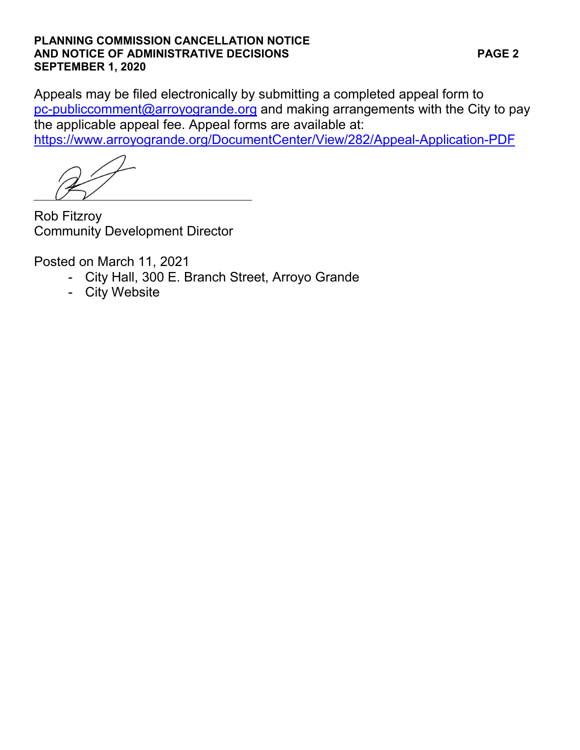Appeals may be filed electronically by submitting a completed appeal form to pc-publiccomment@arroyogrande.org and making arrangements with the City to pay the applicable appeal fee. Appeal forms are available at: https://www.arroyogrande.org/DocumentCenter/View/282/Appeal-Application-PDF

Rob Fitzroy
Community Development Director

Posted on March 11, 2021

- City Hall, 300 E. Branch Street, Arroyo Grande
- City Website